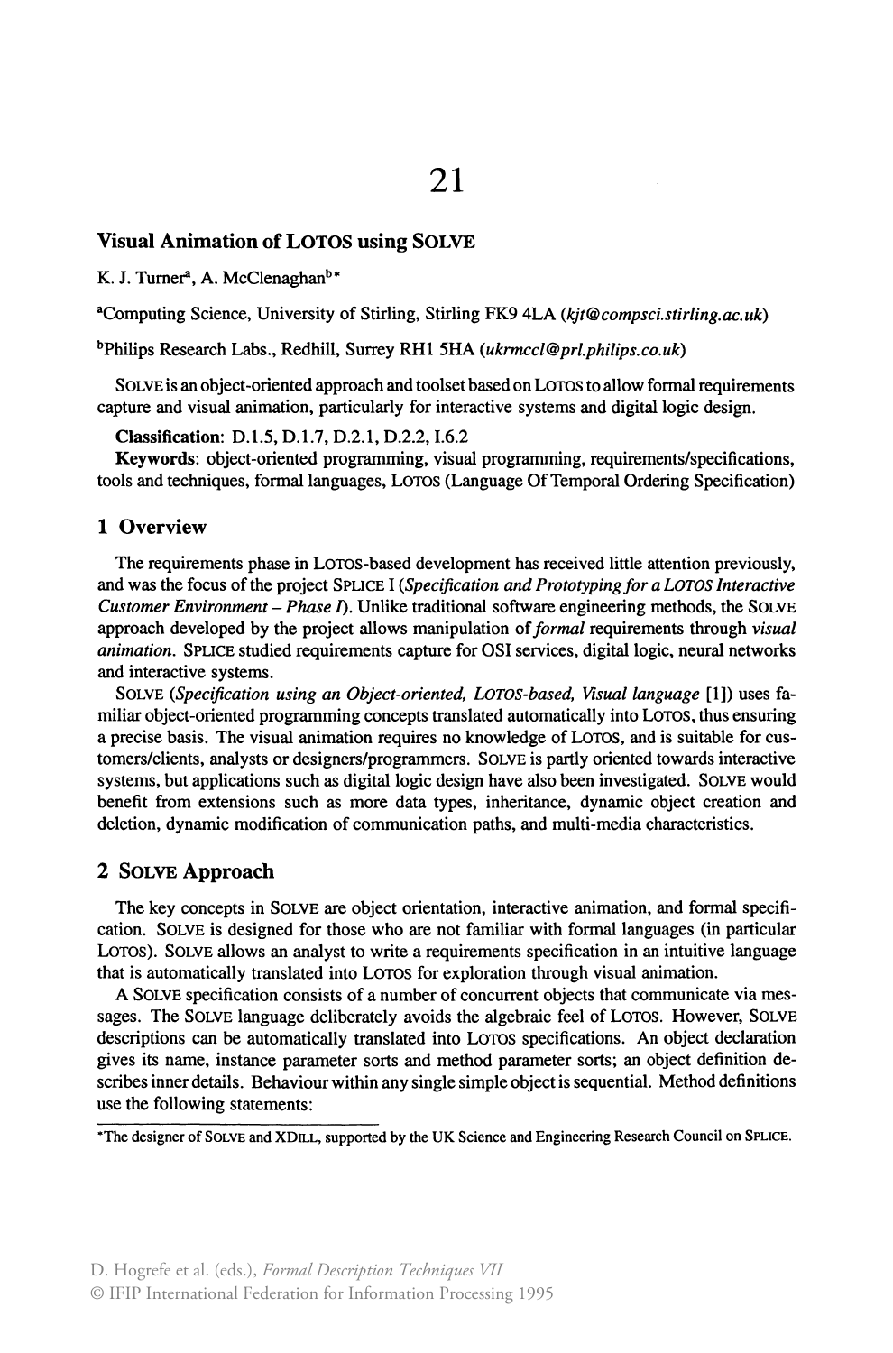# 21

## Visual Animation of LOTOS using SOLVE

K. J. Turner[a], A. McClenaghan[b*]

[a]Computing Science, University of Stirling, Stirling FK9 4LA (*kjt@compsci.stirling.ac.uk*)

[b]Philips Research Labs., Redhill, Surrey RH1 5HA (*ukrmccl@prl.philips.co.uk*)

SOLVE is an object-oriented approach and toolset based on LOTOS to allow formal requirements capture and visual animation, particularly for interactive systems and digital logic design.

**Classification**: D.1.5, D.1.7, D.2.1, D.2.2, I.6.2

**Keywords**: object-oriented programming, visual programming, requirements/specifications, tools and techniques, formal languages, LOTOS (Language Of Temporal Ordering Specification)

## 1 Overview

The requirements phase in LOTOS-based development has received little attention previously, and was the focus of the project SPLICE I (*Specification and Prototyping for a LOTOS Interactive Customer Environment – Phase I*). Unlike traditional software engineering methods, the SOLVE approach developed by the project allows manipulation of *formal* requirements through *visual animation*. SPLICE studied requirements capture for OSI services, digital logic, neural networks and interactive systems.

SOLVE (*Specification using an Object-oriented, LOTOS-based, Visual language* [1]) uses familiar object-oriented programming concepts translated automatically into LOTOS, thus ensuring a precise basis. The visual animation requires no knowledge of LOTOS, and is suitable for customers/clients, analysts or designers/programmers. SOLVE is partly oriented towards interactive systems, but applications such as digital logic design have also been investigated. SOLVE would benefit from extensions such as more data types, inheritance, dynamic object creation and deletion, dynamic modification of communication paths, and multi-media characteristics.

## 2 SOLVE Approach

The key concepts in SOLVE are object orientation, interactive animation, and formal specification. SOLVE is designed for those who are not familiar with formal languages (in particular LOTOS). SOLVE allows an analyst to write a requirements specification in an intuitive language that is automatically translated into LOTOS for exploration through visual animation.

A SOLVE specification consists of a number of concurrent objects that communicate via messages. The SOLVE language deliberately avoids the algebraic feel of LOTOS. However, SOLVE descriptions can be automatically translated into LOTOS specifications. An object declaration gives its name, instance parameter sorts and method parameter sorts; an object definition describes inner details. Behaviour within any single simple object is sequential. Method definitions use the following statements:

*The designer of SOLVE and XDILL, supported by the UK Science and Engineering Research Council on SPLICE.

D. Hogrefe et al. (eds.), *Formal Description Techniques VII*
© IFIP International Federation for Information Processing 1995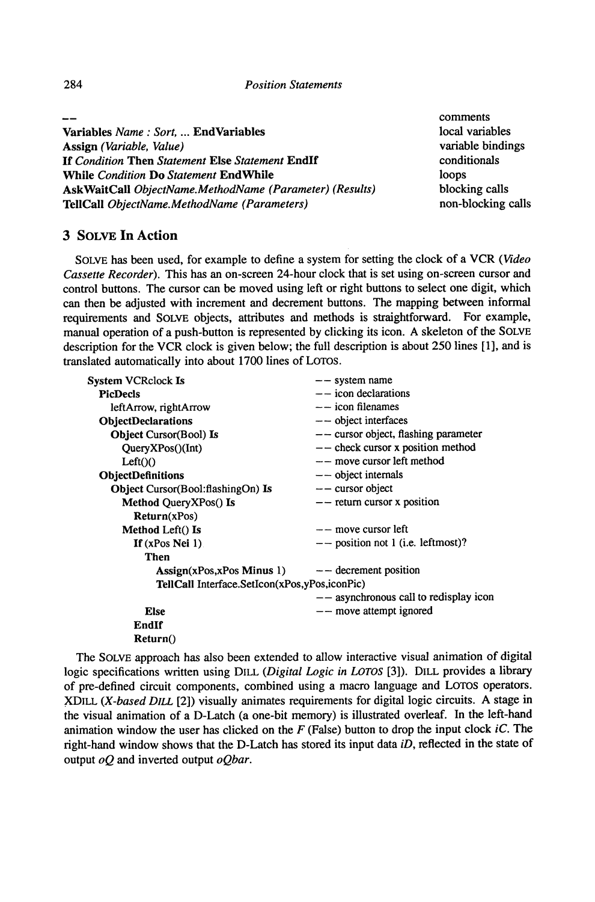| | |
|---|---|
| **--** | comments |
| **Variables** *Name : Sort, ...* **EndVariables** | local variables |
| **Assign** *(Variable, Value)* | variable bindings |
| **If** *Condition* **Then** *Statement* **Else** *Statement* **EndIf** | conditionals |
| **While** *Condition* **Do** *Statement* **EndWhile** | loops |
| **AskWaitCall** *ObjectName.MethodName (Parameter) (Results)* | blocking calls |
| **TellCall** *ObjectName.MethodName (Parameters)* | non-blocking calls |

## 3 SOLVE In Action

SOLVE has been used, for example to define a system for setting the clock of a VCR (*Video Cassette Recorder*). This has an on-screen 24-hour clock that is set using on-screen cursor and control buttons. The cursor can be moved using left or right buttons to select one digit, which can then be adjusted with increment and decrement buttons. The mapping between informal requirements and SOLVE objects, attributes and methods is straightforward. For example, manual operation of a push-button is represented by clicking its icon. A skeleton of the SOLVE description for the VCR clock is given below; the full description is about 250 lines [1], and is translated automatically into about 1700 lines of LOTOS.

```
System VCRclock Is                      -- system name
  PicDecls                              -- icon declarations
    leftArrow, rightArrow               -- icon filenames
  ObjectDeclarations                    -- object interfaces
    Object Cursor(Bool) Is              -- cursor object, flashing parameter
      QueryXPos()(Int)                  -- check cursor x position method
      Left()()                          -- move cursor left method
  ObjectDefinitions                     -- object internals
    Object Cursor(Bool:flashingOn) Is   -- cursor object
      Method QueryXPos() Is             -- return cursor x position
        Return(xPos)
      Method Left() Is                  -- move cursor left
        If (xPos Nei 1)                 -- position not 1 (i.e. leftmost)?
          Then
            Assign(xPos,xPos Minus 1)   -- decrement position
            TellCall Interface.SetIcon(xPos,yPos,iconPic)
                                        -- asynchronous call to redisplay icon
          Else                          -- move attempt ignored
        EndIf
        Return()
```

The SOLVE approach has also been extended to allow interactive visual animation of digital logic specifications written using DILL (*Digital Logic in LOTOS* [3]). DILL provides a library of pre-defined circuit components, combined using a macro language and LOTOS operators. XDILL (*X-based DILL* [2]) visually animates requirements for digital logic circuits. A stage in the visual animation of a D-Latch (a one-bit memory) is illustrated overleaf. In the left-hand animation window the user has clicked on the *F* (False) button to drop the input clock *iC*. The right-hand window shows that the D-Latch has stored its input data *iD*, reflected in the state of output *oQ* and inverted output *oQbar*.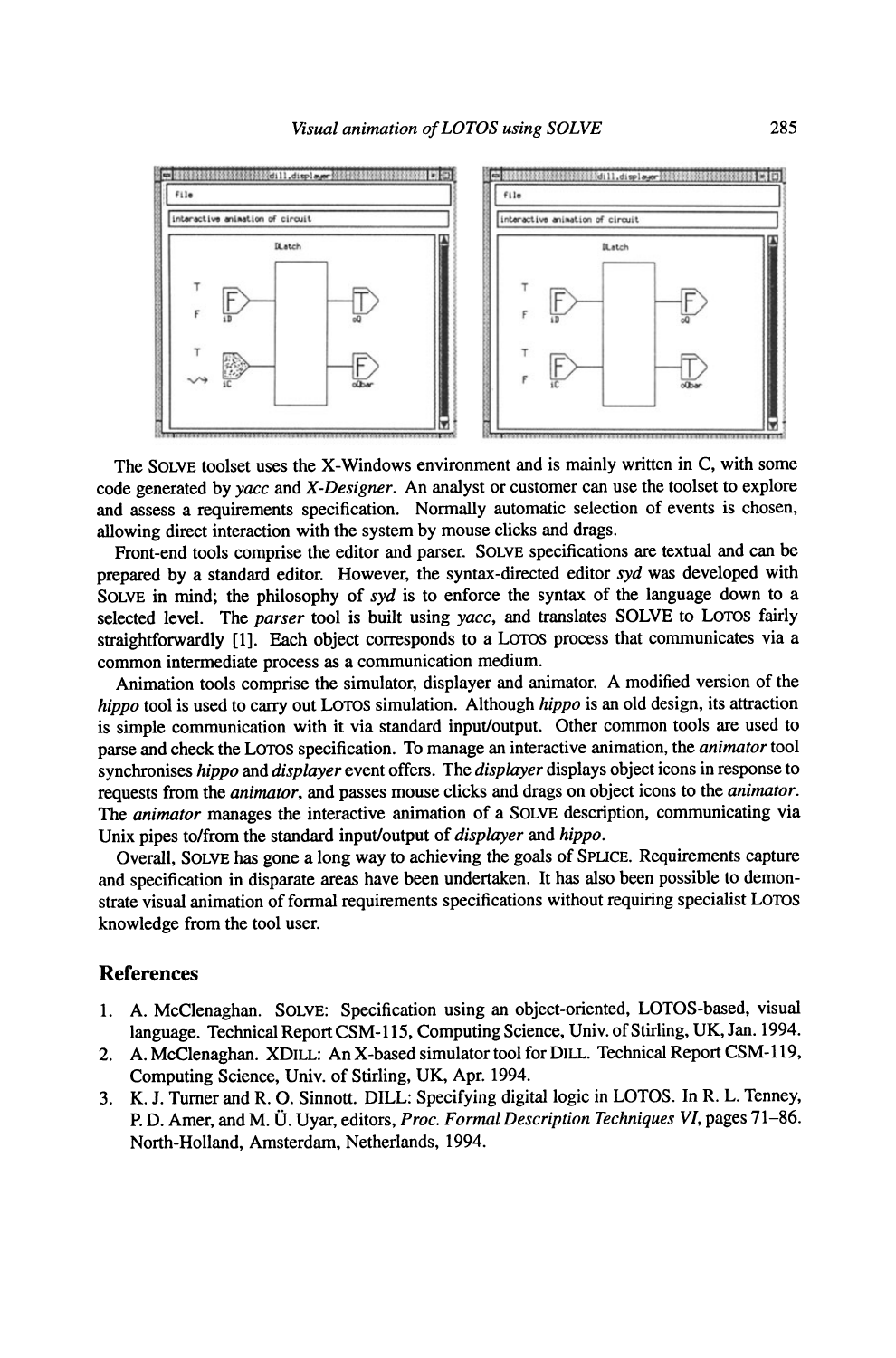The SOLVE toolset uses the X-Windows environment and is mainly written in C, with some code generated by *yacc* and *X-Designer*. An analyst or customer can use the toolset to explore and assess a requirements specification. Normally automatic selection of events is chosen, allowing direct interaction with the system by mouse clicks and drags.

Front-end tools comprise the editor and parser. SOLVE specifications are textual and can be prepared by a standard editor. However, the syntax-directed editor *syd* was developed with SOLVE in mind; the philosophy of *syd* is to enforce the syntax of the language down to a selected level. The *parser* tool is built using *yacc*, and translates SOLVE to LOTOS fairly straightforwardly [1]. Each object corresponds to a LOTOS process that communicates via a common intermediate process as a communication medium.

Animation tools comprise the simulator, displayer and animator. A modified version of the *hippo* tool is used to carry out LOTOS simulation. Although *hippo* is an old design, its attraction is simple communication with it via standard input/output. Other common tools are used to parse and check the LOTOS specification. To manage an interactive animation, the *animator* tool synchronises *hippo* and *displayer* event offers. The *displayer* displays object icons in response to requests from the *animator*, and passes mouse clicks and drags on object icons to the *animator*. The *animator* manages the interactive animation of a SOLVE description, communicating via Unix pipes to/from the standard input/output of *displayer* and *hippo*.

Overall, SOLVE has gone a long way to achieving the goals of SPLICE. Requirements capture and specification in disparate areas have been undertaken. It has also been possible to demonstrate visual animation of formal requirements specifications without requiring specialist LOTOS knowledge from the tool user.

## References

1. A. McClenaghan. SOLVE: Specification using an object-oriented, LOTOS-based, visual language. Technical Report CSM-115, Computing Science, Univ. of Stirling, UK, Jan. 1994.
2. A. McClenaghan. XDILL: An X-based simulator tool for DILL. Technical Report CSM-119, Computing Science, Univ. of Stirling, UK, Apr. 1994.
3. K. J. Turner and R. O. Sinnott. DILL: Specifying digital logic in LOTOS. In R. L. Tenney, P. D. Amer, and M. Ü. Uyar, editors, *Proc. Formal Description Techniques VI*, pages 71–86. North-Holland, Amsterdam, Netherlands, 1994.